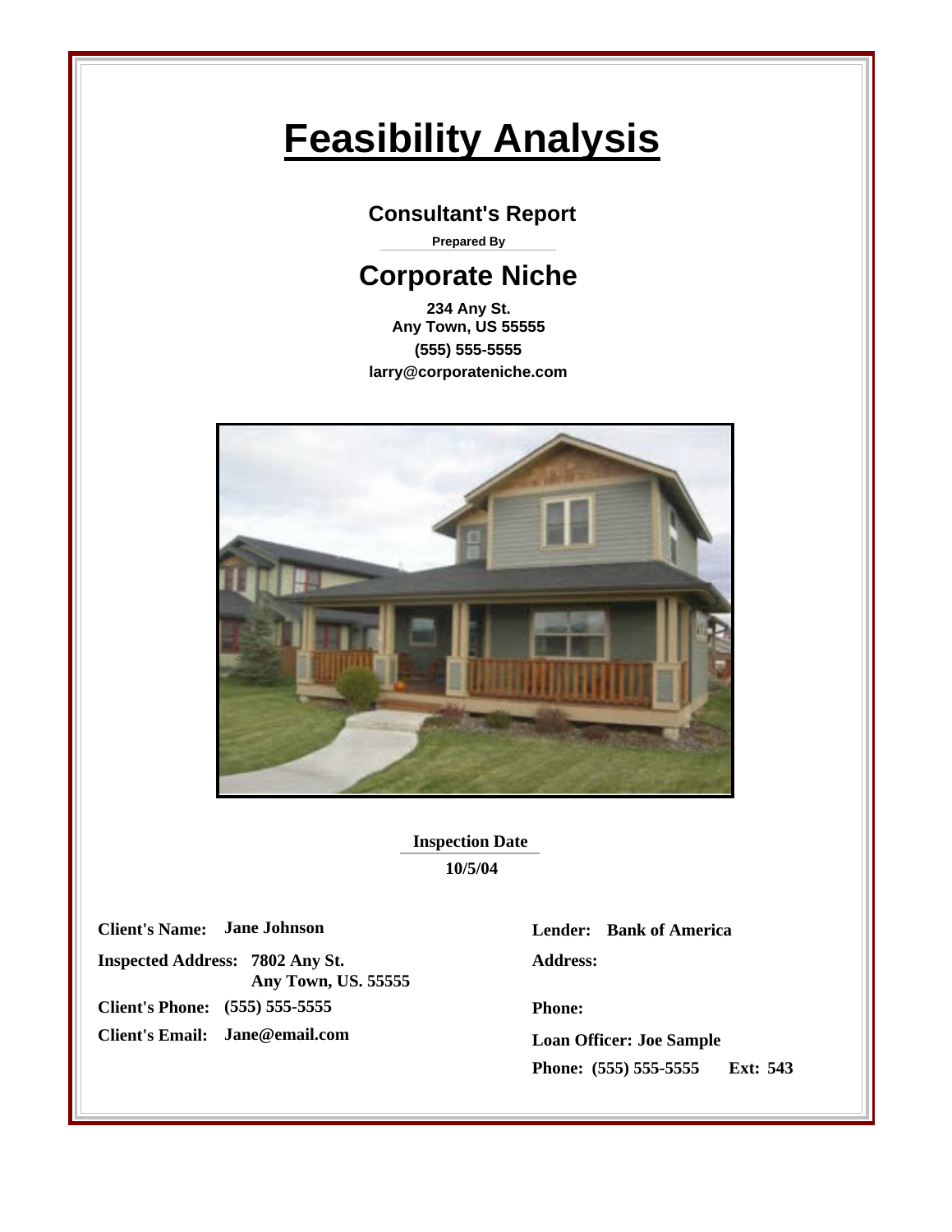# Feasibility Analysis

## Consultant's Report

**Prepared By**

## Corporate Niche

**234 Any St.**
**Any Town, US 55555**
**(555) 555-5555**
**larry@corporateniche.com**

**Inspection Date**
**10/5/04**

**Client's Name:** Jane Johnson

**Inspected Address:** 7802 Any St.
Any Town, US. 55555

**Client's Phone:** (555) 555-5555

**Client's Email:** Jane@email.com

**Lender:** Bank of America

**Address:**

**Phone:**

**Loan Officer:** Joe Sample

**Phone:** (555) 555-5555 **Ext:** 543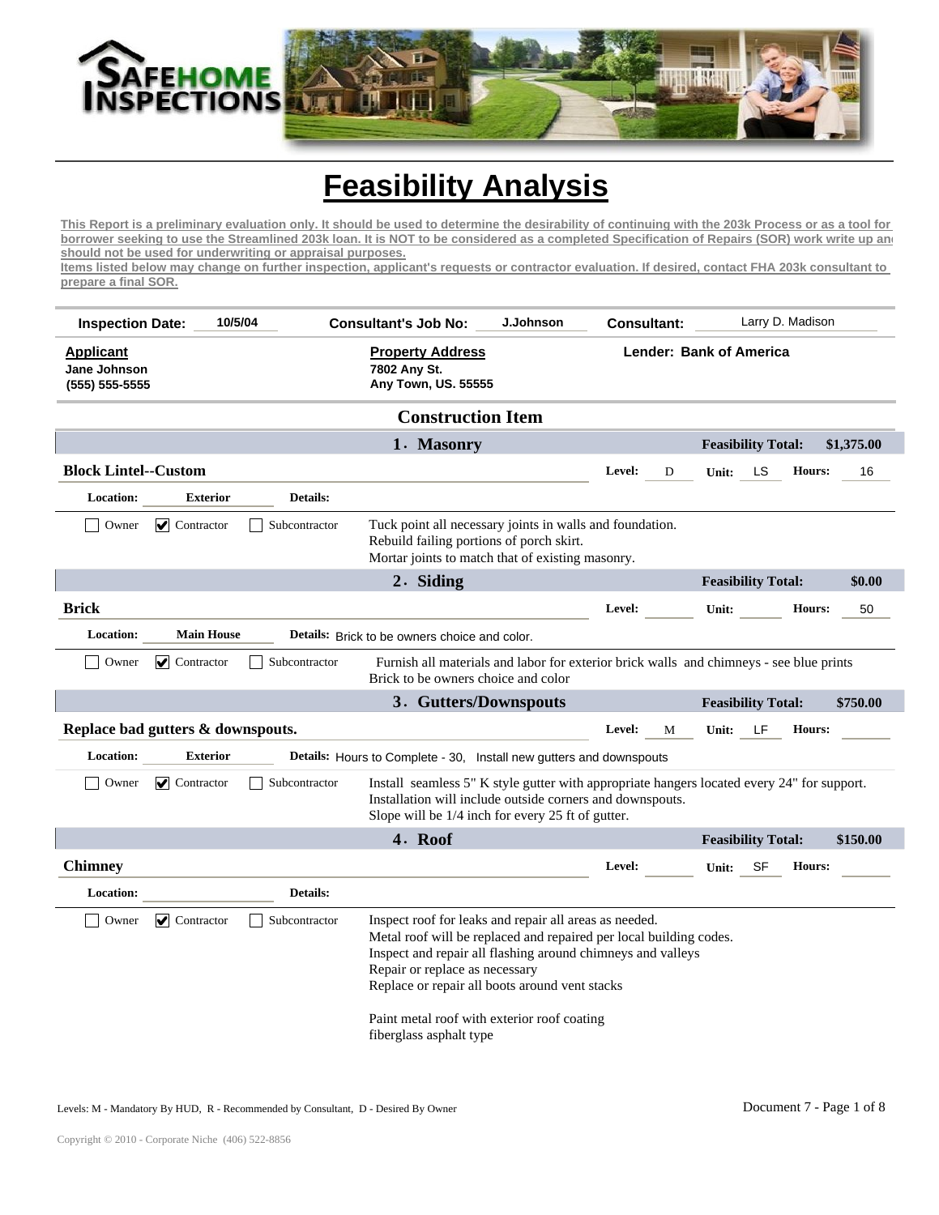# Feasibility Analysis

**This Report is a preliminary evaluation only. It should be used to determine the desirability of continuing with the 203k Process or as a tool for borrower seeking to use the Streamlined 203k loan. It is NOT to be considered as a completed Specification of Repairs (SOR) work write up and should not be used for underwriting or appraisal purposes.**
**Items listed below may change on further inspection, applicant's requests or contractor evaluation. If desired, contact FHA 203k consultant to prepare a final SOR.**

**Inspection Date:** 10/5/04 **Consultant's Job No:** J.Johnson **Consultant:** Larry D. Madison

| **Applicant** | **Property Address** | **Lender:** Bank of America |
|---|---|---|
| Jane Johnson<br>(555) 555-5555 | 7802 Any St.<br>Any Town, US. 55555 | |

## Construction Item

### 1. Masonry — Feasibility Total: $1,375.00

**Block Lintel--Custom** — Level: D — Unit: LS — Hours: 16

**Location:** Exterior **Details:**

☐ Owner ☑ Contractor ☐ Subcontractor

Tuck point all necessary joints in walls and foundation.
Rebuild failing portions of porch skirt.
Mortar joints to match that of existing masonry.

### 2. Siding — Feasibility Total: $0.00

**Brick** — Level: — Unit: — Hours: 50

**Location:** Main House **Details:** Brick to be owners choice and color.

☐ Owner ☑ Contractor ☐ Subcontractor

Furnish all materials and labor for exterior brick walls and chimneys - see blue prints
Brick to be owners choice and color

### 3. Gutters/Downspouts — Feasibility Total: $750.00

**Replace bad gutters & downspouts.** — Level: M — Unit: LF — Hours:

**Location:** Exterior **Details:** Hours to Complete - 30, Install new gutters and downspouts

☐ Owner ☑ Contractor ☐ Subcontractor

Install seamless 5" K style gutter with appropriate hangers located every 24" for support.
Installation will include outside corners and downspouts.
Slope will be 1/4 inch for every 25 ft of gutter.

### 4. Roof — Feasibility Total: $150.00

**Chimney** — Level: — Unit: SF — Hours:

**Location:** **Details:**

☐ Owner ☑ Contractor ☐ Subcontractor

Inspect roof for leaks and repair all areas as needed.
Metal roof will be replaced and repaired per local building codes.
Inspect and repair all flashing around chimneys and valleys
Repair or replace as necessary
Replace or repair all boots around vent stacks

Paint metal roof with exterior roof coating
fiberglass asphalt type

Levels: M - Mandatory By HUD, R - Recommended by Consultant, D - Desired By Owner

Document 7

Copyright © 2010 - Corporate Niche (406) 522-8856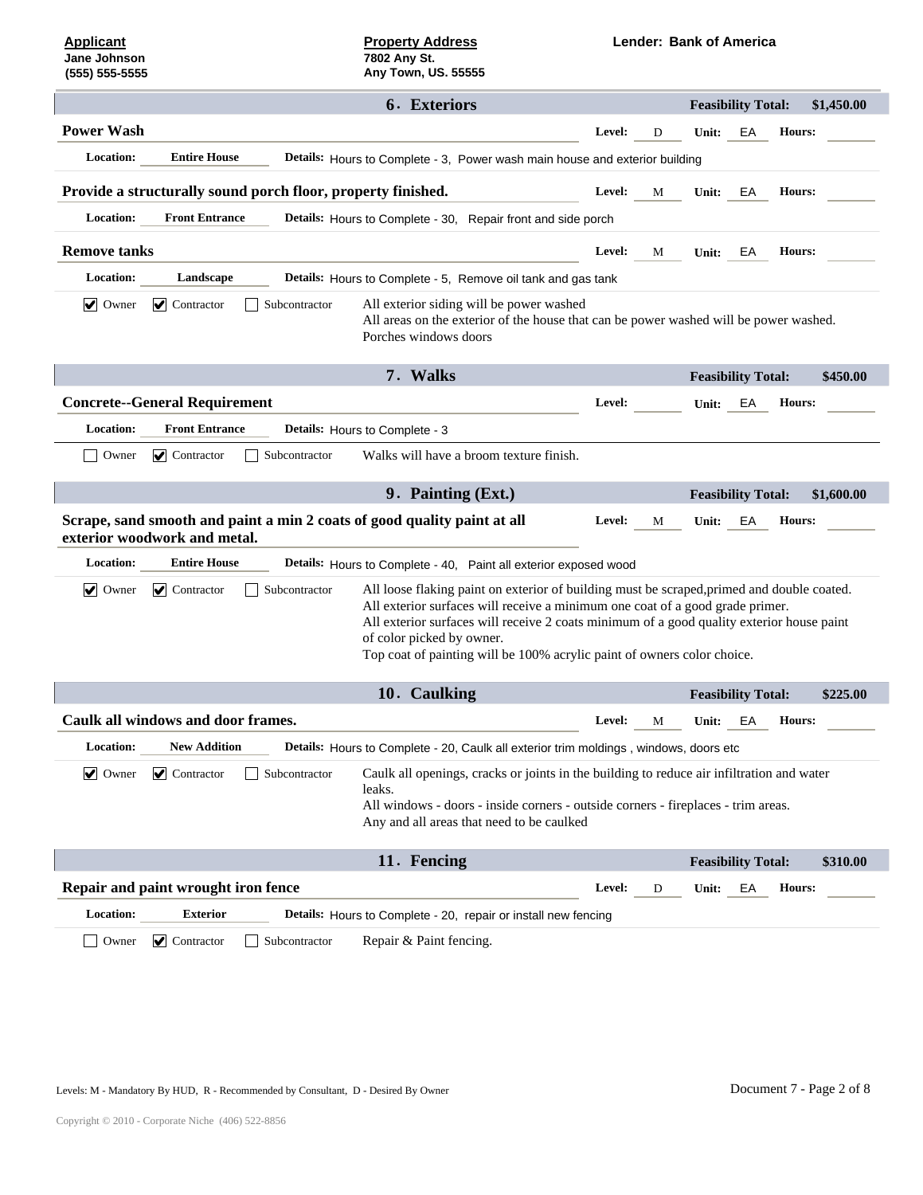**Applicant**
Jane Johnson
(555) 555-5555

**Property Address**
7802 Any St.
Any Town, US. 55555

**Lender: Bank of America**

## 6. Exteriors

**Feasibility Total: $1,450.00**

**Power Wash** — Level: D — Unit: EA — Hours:

**Location:** Entire House — **Details:** Hours to Complete - 3, Power wash main house and exterior building

**Provide a structurally sound porch floor, property finished.** — Level: M — Unit: EA — Hours:

**Location:** Front Entrance — **Details:** Hours to Complete - 30, Repair front and side porch

**Remove tanks** — Level: M — Unit: EA — Hours:

**Location:** Landscape — **Details:** Hours to Complete - 5, Remove oil tank and gas tank

☑ Owner ☑ Contractor ☐ Subcontractor

All exterior siding will be power washed
All areas on the exterior of the house that can be power washed will be power washed.
Porches windows doors

## 7. Walks

**Feasibility Total: $450.00**

**Concrete--General Requirement** — Level: — Unit: EA — Hours:

**Location:** Front Entrance — **Details:** Hours to Complete - 3

☐ Owner ☑ Contractor ☐ Subcontractor

Walks will have a broom texture finish.

## 9. Painting (Ext.)

**Feasibility Total: $1,600.00**

**Scrape, sand smooth and paint a min 2 coats of good quality paint at all exterior woodwork and metal.** — Level: M — Unit: EA — Hours:

**Location:** Entire House — **Details:** Hours to Complete - 40, Paint all exterior exposed wood

☑ Owner ☑ Contractor ☐ Subcontractor

All loose flaking paint on exterior of building must be scraped,primed and double coated.
All exterior surfaces will receive a minimum one coat of a good grade primer.
All exterior surfaces will receive 2 coats minimum of a good quality exterior house paint of color picked by owner.
Top coat of painting will be 100% acrylic paint of owners color choice.

## 10. Caulking

**Feasibility Total: $225.00**

**Caulk all windows and door frames.** — Level: M — Unit: EA — Hours:

**Location:** New Addition — **Details:** Hours to Complete - 20, Caulk all exterior trim moldings , windows, doors etc

☑ Owner ☑ Contractor ☐ Subcontractor

Caulk all openings, cracks or joints in the building to reduce air infiltration and water leaks.
All windows - doors - inside corners - outside corners - fireplaces - trim areas.
Any and all areas that need to be caulked

## 11. Fencing

**Feasibility Total: $310.00**

**Repair and paint wrought iron fence** — Level: D — Unit: EA — Hours:

**Location:** Exterior — **Details:** Hours to Complete - 20, repair or install new fencing

☐ Owner ☑ Contractor ☐ Subcontractor

Repair & Paint fencing.

Levels: M - Mandatory By HUD, R - Recommended by Consultant, D - Desired By Owner

Copyright © 2010 - Corporate Niche (406) 522-8856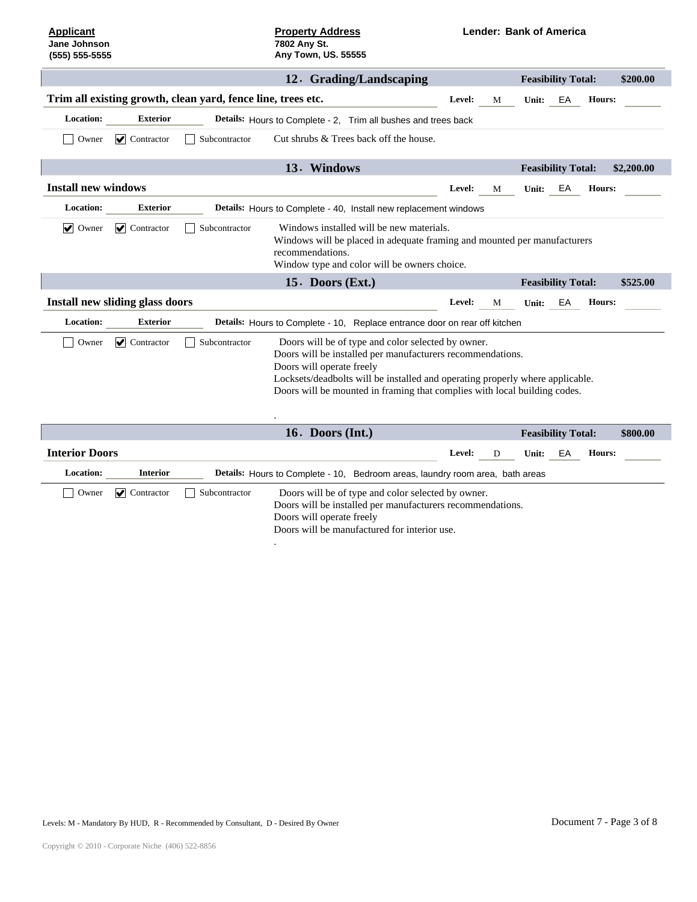**Applicant**
Jane Johnson
(555) 555-5555

**Property Address**
7802 Any St.
Any Town, US. 55555

**Lender: Bank of America**

## 12. Grading/Landscaping

**Feasibility Total: $200.00**

**Trim all existing growth, clean yard, fence line, trees etc.** — **Level:** M — **Unit:** EA — **Hours:**

**Location:** Exterior — **Details:** Hours to Complete - 2, Trim all bushes and trees back

☐ Owner ☑ Contractor ☐ Subcontractor

Cut shrubs & Trees back off the house.

## 13. Windows

**Feasibility Total: $2,200.00**

**Install new windows** — **Level:** M — **Unit:** EA — **Hours:**

**Location:** Exterior — **Details:** Hours to Complete - 40, Install new replacement windows

☑ Owner ☑ Contractor ☐ Subcontractor

Windows installed will be new materials.
Windows will be placed in adequate framing and mounted per manufacturers recommendations.
Window type and color will be owners choice.

## 15. Doors (Ext.)

**Feasibility Total: $525.00**

**Install new sliding glass doors** — **Level:** M — **Unit:** EA — **Hours:**

**Location:** Exterior — **Details:** Hours to Complete - 10, Replace entrance door on rear off kitchen

☐ Owner ☑ Contractor ☐ Subcontractor

Doors will be of type and color selected by owner.
Doors will be installed per manufacturers recommendations.
Doors will operate freely
Locksets/deadbolts will be installed and operating properly where applicable.
Doors will be mounted in framing that complies with local building codes.

.

## 16. Doors (Int.)

**Feasibility Total: $800.00**

**Interior Doors** — **Level:** D — **Unit:** EA — **Hours:**

**Location:** Interior — **Details:** Hours to Complete - 10, Bedroom areas, laundry room area, bath areas

☐ Owner ☑ Contractor ☐ Subcontractor

Doors will be of type and color selected by owner.
Doors will be installed per manufacturers recommendations.
Doors will operate freely
Doors will be manufactured for interior use.

.

Levels: M - Mandatory By HUD, R - Recommended by Consultant, D - Desired By Owner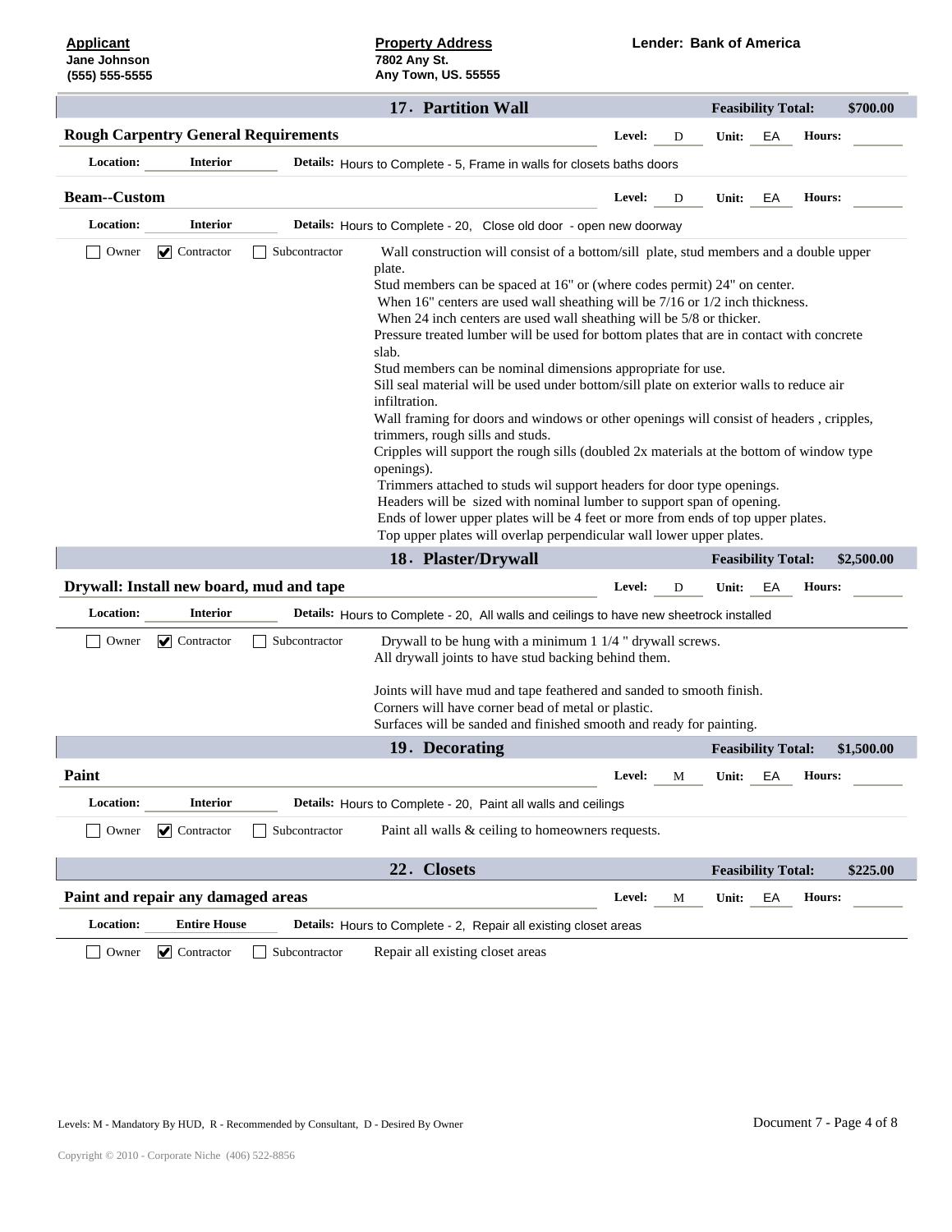**Applicant**
Jane Johnson
(555) 555-5555

**Property Address**
7802 Any St.
Any Town, US. 55555

**Lender: Bank of America**

## 17. Partition Wall

**Feasibility Total: $700.00**

**Rough Carpentry General Requirements** — **Level:** D **Unit:** EA **Hours:**

**Location:** Interior **Details:** Hours to Complete - 5, Frame in walls for closets baths doors

**Beam--Custom** — **Level:** D **Unit:** EA **Hours:**

**Location:** Interior **Details:** Hours to Complete - 20, Close old door - open new doorway

☐ Owner ☑ Contractor ☐ Subcontractor

Wall construction will consist of a bottom/sill plate, stud members and a double upper plate.
Stud members can be spaced at 16" or (where codes permit) 24" on center.
When 16" centers are used wall sheathing will be 7/16 or 1/2 inch thickness.
When 24 inch centers are used wall sheathing will be 5/8 or thicker.
Pressure treated lumber will be used for bottom plates that are in contact with concrete slab.
Stud members can be nominal dimensions appropriate for use.
Sill seal material will be used under bottom/sill plate on exterior walls to reduce air infiltration.
Wall framing for doors and windows or other openings will consist of headers , cripples, trimmers, rough sills and studs.
Cripples will support the rough sills (doubled 2x materials at the bottom of window type openings).
Trimmers attached to studs wil support headers for door type openings.
Headers will be sized with nominal lumber to support span of opening.
Ends of lower upper plates will be 4 feet or more from ends of top upper plates.
Top upper plates will overlap perpendicular wall lower upper plates.

## 18. Plaster/Drywall

**Feasibility Total: $2,500.00**

**Drywall: Install new board, mud and tape** — **Level:** D **Unit:** EA **Hours:**

**Location:** Interior **Details:** Hours to Complete - 20, All walls and ceilings to have new sheetrock installed

☐ Owner ☑ Contractor ☐ Subcontractor

Drywall to be hung with a minimum 1 1/4 " drywall screws.
All drywall joints to have stud backing behind them.

Joints will have mud and tape feathered and sanded to smooth finish.
Corners will have corner bead of metal or plastic.
Surfaces will be sanded and finished smooth and ready for painting.

## 19. Decorating

**Feasibility Total: $1,500.00**

**Paint** — **Level:** M **Unit:** EA **Hours:**

**Location:** Interior **Details:** Hours to Complete - 20, Paint all walls and ceilings

☐ Owner ☑ Contractor ☐ Subcontractor

Paint all walls & ceiling to homeowners requests.

## 22. Closets

**Feasibility Total: $225.00**

**Paint and repair any damaged areas** — **Level:** M **Unit:** EA **Hours:**

**Location:** Entire House **Details:** Hours to Complete - 2, Repair all existing closet areas

☐ Owner ☑ Contractor ☐ Subcontractor

Repair all existing closet areas

Levels: M - Mandatory By HUD, R - Recommended by Consultant, D - Desired By Owner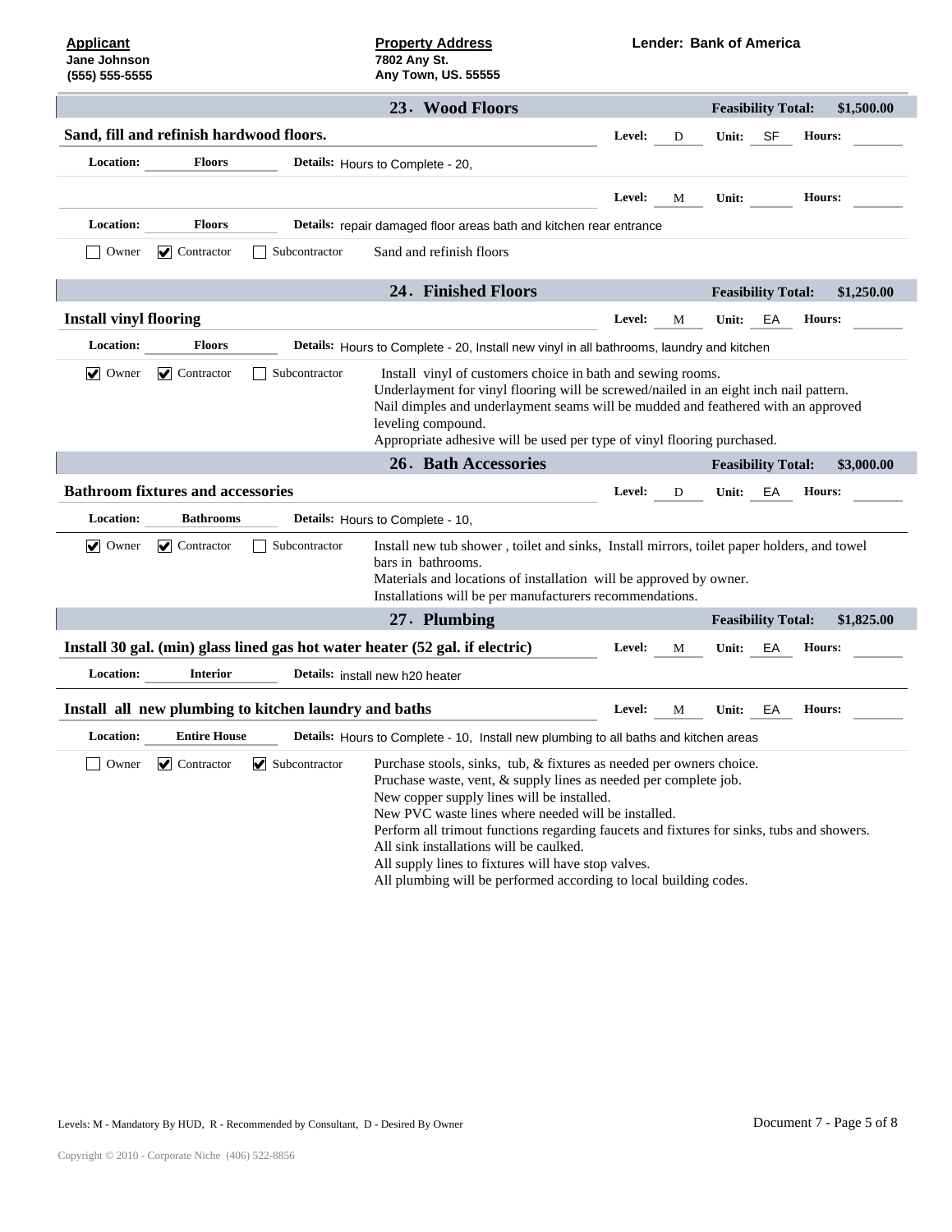**Applicant**
Jane Johnson
(555) 555-5555

**Property Address**
7802 Any St.
Any Town, US. 55555

**Lender: Bank of America**

## 23. Wood Floors

**Feasibility Total: $1,500.00**

**Sand, fill and refinish hardwood floors.** — **Level:** D **Unit:** SF **Hours:**

**Location:** Floors **Details:** Hours to Complete - 20,

**Level:** M **Unit:** **Hours:**

**Location:** Floors **Details:** repair damaged floor areas bath and kitchen rear entrance

☐ Owner ☑ Contractor ☐ Subcontractor

Sand and refinish floors

## 24. Finished Floors

**Feasibility Total: $1,250.00**

**Install vinyl flooring** — **Level:** M **Unit:** EA **Hours:**

**Location:** Floors **Details:** Hours to Complete - 20, Install new vinyl in all bathrooms, laundry and kitchen

☑ Owner ☑ Contractor ☐ Subcontractor

Install vinyl of customers choice in bath and sewing rooms.
Underlayment for vinyl flooring will be screwed/nailed in an eight inch nail pattern.
Nail dimples and underlayment seams will be mudded and feathered with an approved leveling compound.
Appropriate adhesive will be used per type of vinyl flooring purchased.

## 26. Bath Accessories

**Feasibility Total: $3,000.00**

**Bathroom fixtures and accessories** — **Level:** D **Unit:** EA **Hours:**

**Location:** Bathrooms **Details:** Hours to Complete - 10,

☑ Owner ☑ Contractor ☐ Subcontractor

Install new tub shower , toilet and sinks, Install mirrors, toilet paper holders, and towel bars in bathrooms.
Materials and locations of installation will be approved by owner.
Installations will be per manufacturers recommendations.

## 27. Plumbing

**Feasibility Total: $1,825.00**

**Install 30 gal. (min) glass lined gas hot water heater (52 gal. if electric)** — **Level:** M **Unit:** EA **Hours:**

**Location:** Interior **Details:** install new h20 heater

**Install all new plumbing to kitchen laundry and baths** — **Level:** M **Unit:** EA **Hours:**

**Location:** Entire House **Details:** Hours to Complete - 10, Install new plumbing to all baths and kitchen areas

☐ Owner ☑ Contractor ☑ Subcontractor

Purchase stools, sinks, tub, & fixtures as needed per owners choice.
Pruchase waste, vent, & supply lines as needed per complete job.
New copper supply lines will be installed.
New PVC waste lines where needed will be installed.
Perform all trimout functions regarding faucets and fixtures for sinks, tubs and showers.
All sink installations will be caulked.
All supply lines to fixtures will have stop valves.
All plumbing will be performed according to local building codes.

Levels: M - Mandatory By HUD, R - Recommended by Consultant, D - Desired By Owner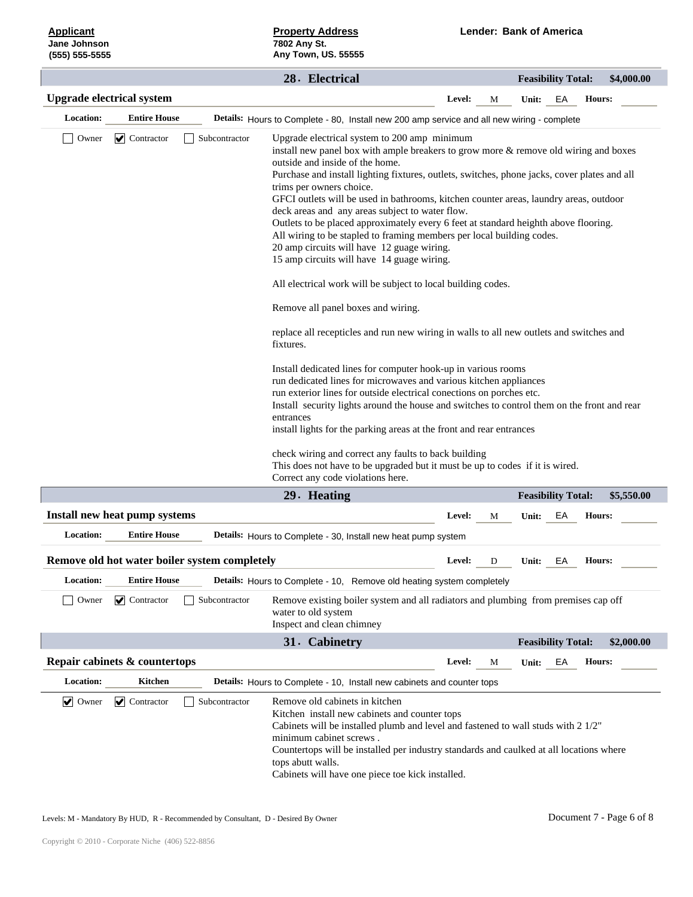**Applicant**
Jane Johnson
(555) 555-5555

**Property Address**
7802 Any St.
Any Town, US. 55555

**Lender: Bank of America**

## 28. Electrical

**Feasibility Total: $4,000.00**

**Upgrade electrical system** — **Level:** M **Unit:** EA **Hours:**

**Location:** Entire House **Details:** Hours to Complete - 80, Install new 200 amp service and all new wiring - complete

☐ Owner ☑ Contractor ☐ Subcontractor

Upgrade electrical system to 200 amp minimum
install new panel box with ample breakers to grow more & remove old wiring and boxes outside and inside of the home.
Purchase and install lighting fixtures, outlets, switches, phone jacks, cover plates and all trims per owners choice.
GFCI outlets will be used in bathrooms, kitchen counter areas, laundry areas, outdoor deck areas and any areas subject to water flow.
Outlets to be placed approximately every 6 feet at standard heighth above flooring.
All wiring to be stapled to framing members per local building codes.
20 amp circuits will have 12 guage wiring.
15 amp circuits will have 14 guage wiring.

All electrical work will be subject to local building codes.

Remove all panel boxes and wiring.

replace all recepticles and run new wiring in walls to all new outlets and switches and fixtures.

Install dedicated lines for computer hook-up in various rooms
run dedicated lines for microwaves and various kitchen appliances
run exterior lines for outside electrical conections on porches etc.
Install security lights around the house and switches to control them on the front and rear entrances
install lights for the parking areas at the front and rear entrances

check wiring and correct any faults to back building
This does not have to be upgraded but it must be up to codes if it is wired.
Correct any code violations here.

## 29. Heating

**Feasibility Total: $5,550.00**

**Install new heat pump systems** — **Level:** M **Unit:** EA **Hours:**

**Location:** Entire House **Details:** Hours to Complete - 30, Install new heat pump system

**Remove old hot water boiler system completely** — **Level:** D **Unit:** EA **Hours:**

**Location:** Entire House **Details:** Hours to Complete - 10, Remove old heating system completely

☐ Owner ☑ Contractor ☐ Subcontractor

Remove existing boiler system and all radiators and plumbing from premises cap off water to old system
Inspect and clean chimney

## 31. Cabinetry

**Feasibility Total: $2,000.00**

**Repair cabinets & countertops** — **Level:** M **Unit:** EA **Hours:**

**Location:** Kitchen **Details:** Hours to Complete - 10, Install new cabinets and counter tops

☑ Owner ☑ Contractor ☐ Subcontractor

Remove old cabinets in kitchen
Kitchen install new cabinets and counter tops
Cabinets will be installed plumb and level and fastened to wall studs with 2 1/2" minimum cabinet screws .
Countertops will be installed per industry standards and caulked at all locations where tops abutt walls.
Cabinets will have one piece toe kick installed.

Levels: M - Mandatory By HUD, R - Recommended by Consultant, D - Desired By Owner

Copyright © 2010 - Corporate Niche (406) 522-8856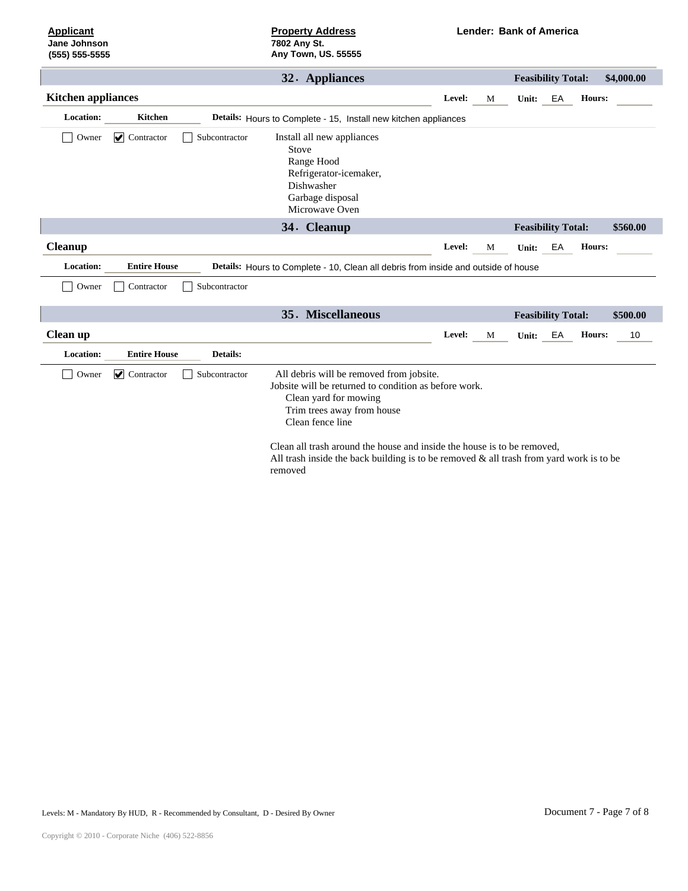**Applicant**
Jane Johnson
(555) 555-5555

**Property Address**
7802 Any St.
Any Town, US. 55555

**Lender: Bank of America**

## 32. Appliances

**Feasibility Total: $4,000.00**

### Kitchen appliances

**Level:** M **Unit:** EA **Hours:**

**Location:** Kitchen **Details:** Hours to Complete - 15, Install new kitchen appliances

☐ Owner ☑ Contractor ☐ Subcontractor

Install all new appliances
- Stove
- Range Hood
- Refrigerator-icemaker,
- Dishwasher
- Garbage disposal
- Microwave Oven

## 34. Cleanup

**Feasibility Total: $560.00**

### Cleanup

**Level:** M **Unit:** EA **Hours:**

**Location:** Entire House **Details:** Hours to Complete - 10, Clean all debris from inside and outside of house

☐ Owner ☐ Contractor ☐ Subcontractor

## 35. Miscellaneous

**Feasibility Total: $500.00**

### Clean up

**Level:** M **Unit:** EA **Hours:** 10

**Location:** Entire House **Details:**

☐ Owner ☑ Contractor ☐ Subcontractor

All debris will be removed from jobsite.
Jobsite will be returned to condition as before work.
- Clean yard for mowing
- Trim trees away from house
- Clean fence line

Clean all trash around the house and inside the house is to be removed,
All trash inside the back building is to be removed & all trash from yard work is to be removed

Levels: M - Mandatory By HUD, R - Recommended by Consultant, D - Desired By Owner

Copyright © 2010 - Corporate Niche (406) 522-8856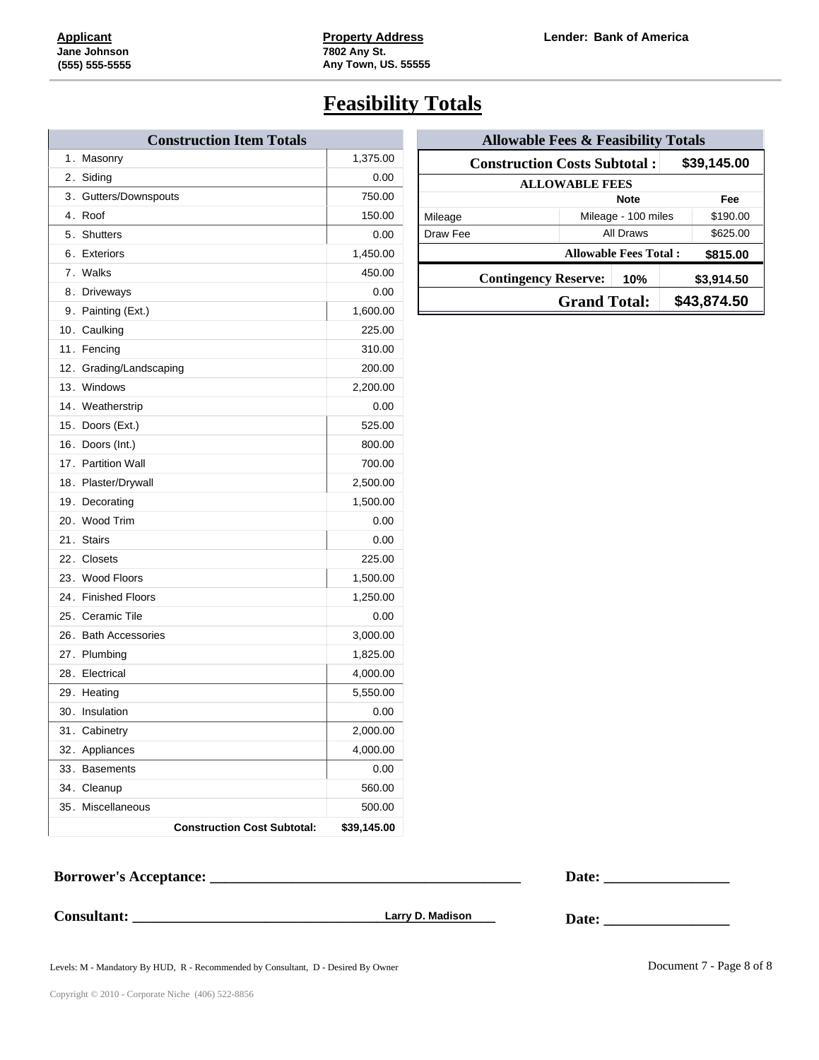**Applicant**
**Jane Johnson**
**(555) 555-5555**

**Property Address**
**7802 Any St.**
**Any Town, US. 55555**

**Lender: Bank of America**

# Feasibility Totals

| Construction Item Totals | |
|---|---|
| 1. Masonry | 1,375.00 |
| 2. Siding | 0.00 |
| 3. Gutters/Downspouts | 750.00 |
| 4. Roof | 150.00 |
| 5. Shutters | 0.00 |
| 6. Exteriors | 1,450.00 |
| 7. Walks | 450.00 |
| 8. Driveways | 0.00 |
| 9. Painting (Ext.) | 1,600.00 |
| 10. Caulking | 225.00 |
| 11. Fencing | 310.00 |
| 12. Grading/Landscaping | 200.00 |
| 13. Windows | 2,200.00 |
| 14. Weatherstrip | 0.00 |
| 15. Doors (Ext.) | 525.00 |
| 16. Doors (Int.) | 800.00 |
| 17. Partition Wall | 700.00 |
| 18. Plaster/Drywall | 2,500.00 |
| 19. Decorating | 1,500.00 |
| 20. Wood Trim | 0.00 |
| 21. Stairs | 0.00 |
| 22. Closets | 225.00 |
| 23. Wood Floors | 1,500.00 |
| 24. Finished Floors | 1,250.00 |
| 25. Ceramic Tile | 0.00 |
| 26. Bath Accessories | 3,000.00 |
| 27. Plumbing | 1,825.00 |
| 28. Electrical | 4,000.00 |
| 29. Heating | 5,550.00 |
| 30. Insulation | 0.00 |
| 31. Cabinetry | 2,000.00 |
| 32. Appliances | 4,000.00 |
| 33. Basements | 0.00 |
| 34. Cleanup | 560.00 |
| 35. Miscellaneous | 500.00 |
| **Construction Cost Subtotal:** | **$39,145.00** |

| Allowable Fees & Feasibility Totals | | |
|---|---|---|
| **Construction Costs Subtotal :** | | **$39,145.00** |
| **ALLOWABLE FEES** | | |
| | **Note** | **Fee** |
| Mileage | Mileage - 100 miles | $190.00 |
| Draw Fee | All Draws | $625.00 |
| | **Allowable Fees Total :** | **$815.00** |
| **Contingency Reserve:** | **10%** | **$3,914.50** |
| **Grand Total:** | | **$43,874.50** |

**Borrower's Acceptance:** ____________________________________________ **Date:** __________________

**Consultant:** ______________________________________ Larry D. Madison **Date:** __________________

Levels: M - Mandatory By HUD, R - Recommended by Consultant, D - Desired By Owner

Document 7 - Page 8 of 8

Copyright © 2010 - Corporate Niche (406) 522-8856